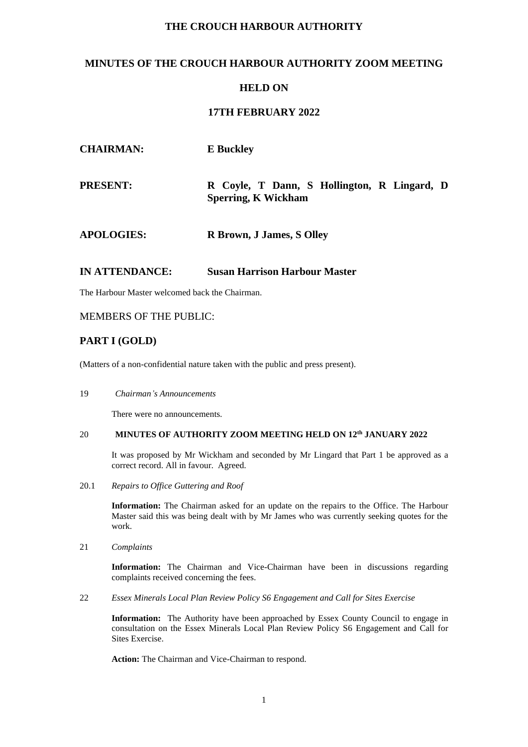# THE CROUCH HARBOUR AUTHORITY

## MINUTES OF THE CROUCH HARBOUR AUTHORITY ZOOM MEETING

## HELD ON

## 17TH FEBRUARY 2022

**CHAIRMAN:** **E Buckley**

**PRESENT:** **R Coyle, T Dann, S Hollington, R Lingard, D Sperring, K Wickham**

**APOLOGIES:** **R Brown, J James, S Olley**

**IN ATTENDANCE:** **Susan Harrison Harbour Master**

The Harbour Master welcomed back the Chairman.

MEMBERS OF THE PUBLIC:

## PART I (GOLD)

(Matters of a non-confidential nature taken with the public and press present).

19 *Chairman's Announcements*

There were no announcements.

20 **MINUTES OF AUTHORITY ZOOM MEETING HELD ON 12th JANUARY 2022**

It was proposed by Mr Wickham and seconded by Mr Lingard that Part 1 be approved as a correct record. All in favour. Agreed.

20.1 *Repairs to Office Guttering and Roof*

**Information:** The Chairman asked for an update on the repairs to the Office. The Harbour Master said this was being dealt with by Mr James who was currently seeking quotes for the work.

21 *Complaints*

**Information:** The Chairman and Vice-Chairman have been in discussions regarding complaints received concerning the fees.

22 *Essex Minerals Local Plan Review Policy S6 Engagement and Call for Sites Exercise*

**Information:** The Authority have been approached by Essex County Council to engage in consultation on the Essex Minerals Local Plan Review Policy S6 Engagement and Call for Sites Exercise.

**Action:** The Chairman and Vice-Chairman to respond.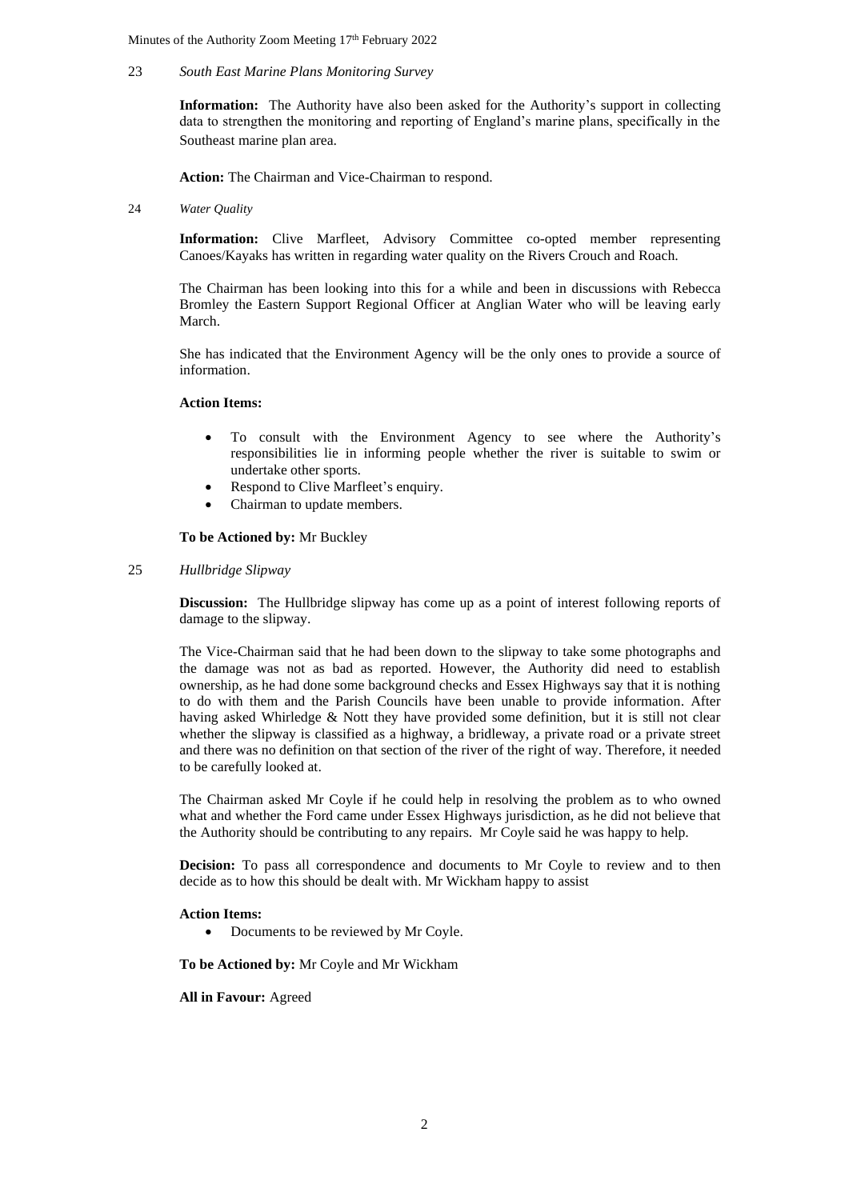23 *South East Marine Plans Monitoring Survey*

**Information:** The Authority have also been asked for the Authority's support in collecting data to strengthen the monitoring and reporting of England's marine plans, specifically in the Southeast marine plan area.

**Action:** The Chairman and Vice-Chairman to respond.

24 *Water Quality*

**Information:** Clive Marfleet, Advisory Committee co-opted member representing Canoes/Kayaks has written in regarding water quality on the Rivers Crouch and Roach.

The Chairman has been looking into this for a while and been in discussions with Rebecca Bromley the Eastern Support Regional Officer at Anglian Water who will be leaving early March.

She has indicated that the Environment Agency will be the only ones to provide a source of information.

**Action Items:**

- To consult with the Environment Agency to see where the Authority's responsibilities lie in informing people whether the river is suitable to swim or undertake other sports.
- Respond to Clive Marfleet's enquiry.
- Chairman to update members.

**To be Actioned by:** Mr Buckley

25 *Hullbridge Slipway*

**Discussion:** The Hullbridge slipway has come up as a point of interest following reports of damage to the slipway.

The Vice-Chairman said that he had been down to the slipway to take some photographs and the damage was not as bad as reported. However, the Authority did need to establish ownership, as he had done some background checks and Essex Highways say that it is nothing to do with them and the Parish Councils have been unable to provide information. After having asked Whirledge & Nott they have provided some definition, but it is still not clear whether the slipway is classified as a highway, a bridleway, a private road or a private street and there was no definition on that section of the river of the right of way. Therefore, it needed to be carefully looked at.

The Chairman asked Mr Coyle if he could help in resolving the problem as to who owned what and whether the Ford came under Essex Highways jurisdiction, as he did not believe that the Authority should be contributing to any repairs. Mr Coyle said he was happy to help.

**Decision:** To pass all correspondence and documents to Mr Coyle to review and to then decide as to how this should be dealt with. Mr Wickham happy to assist

**Action Items:**

- Documents to be reviewed by Mr Coyle.

**To be Actioned by:** Mr Coyle and Mr Wickham

**All in Favour:** Agreed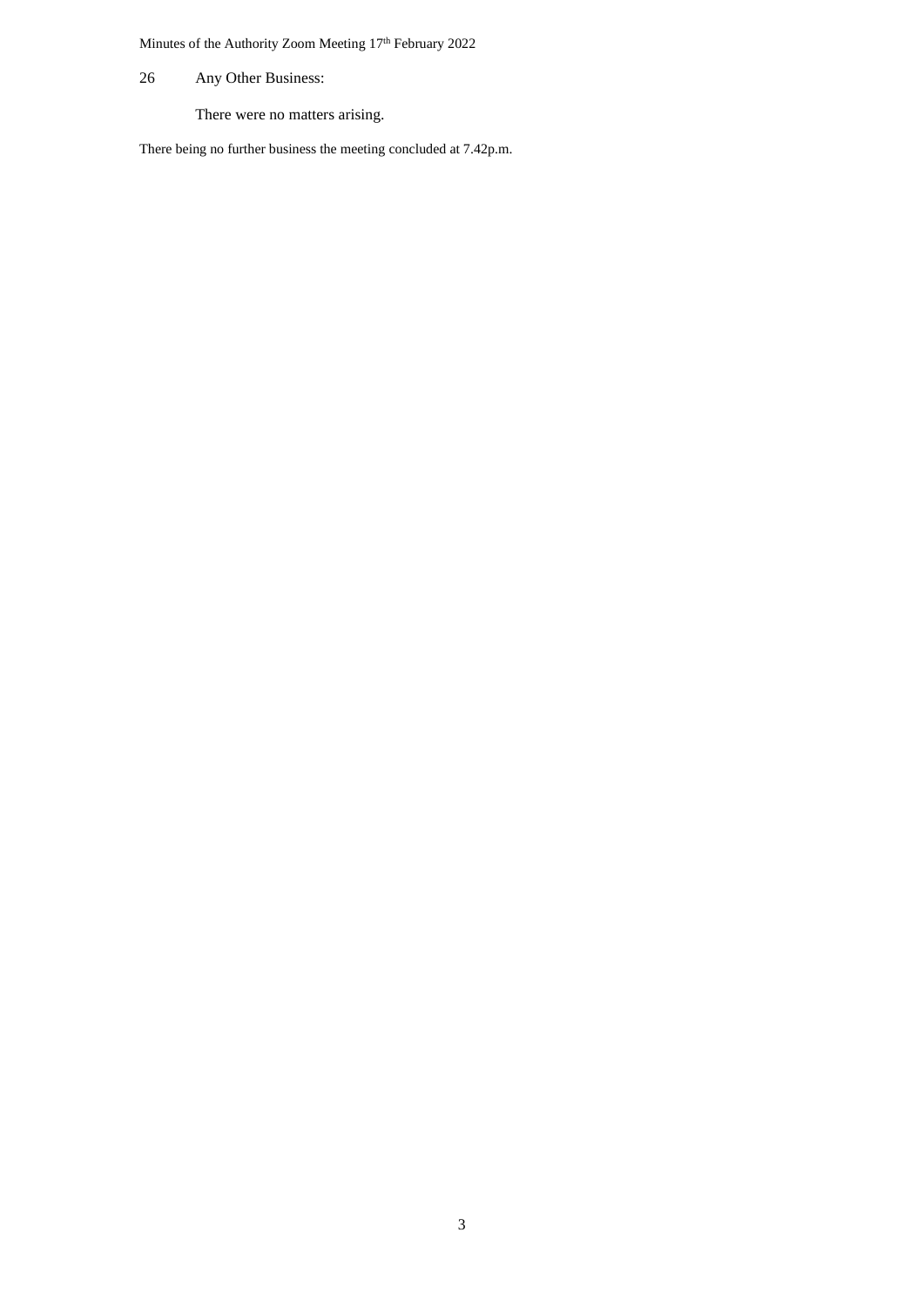26 Any Other Business:

There were no matters arising.

There being no further business the meeting concluded at 7.42p.m.